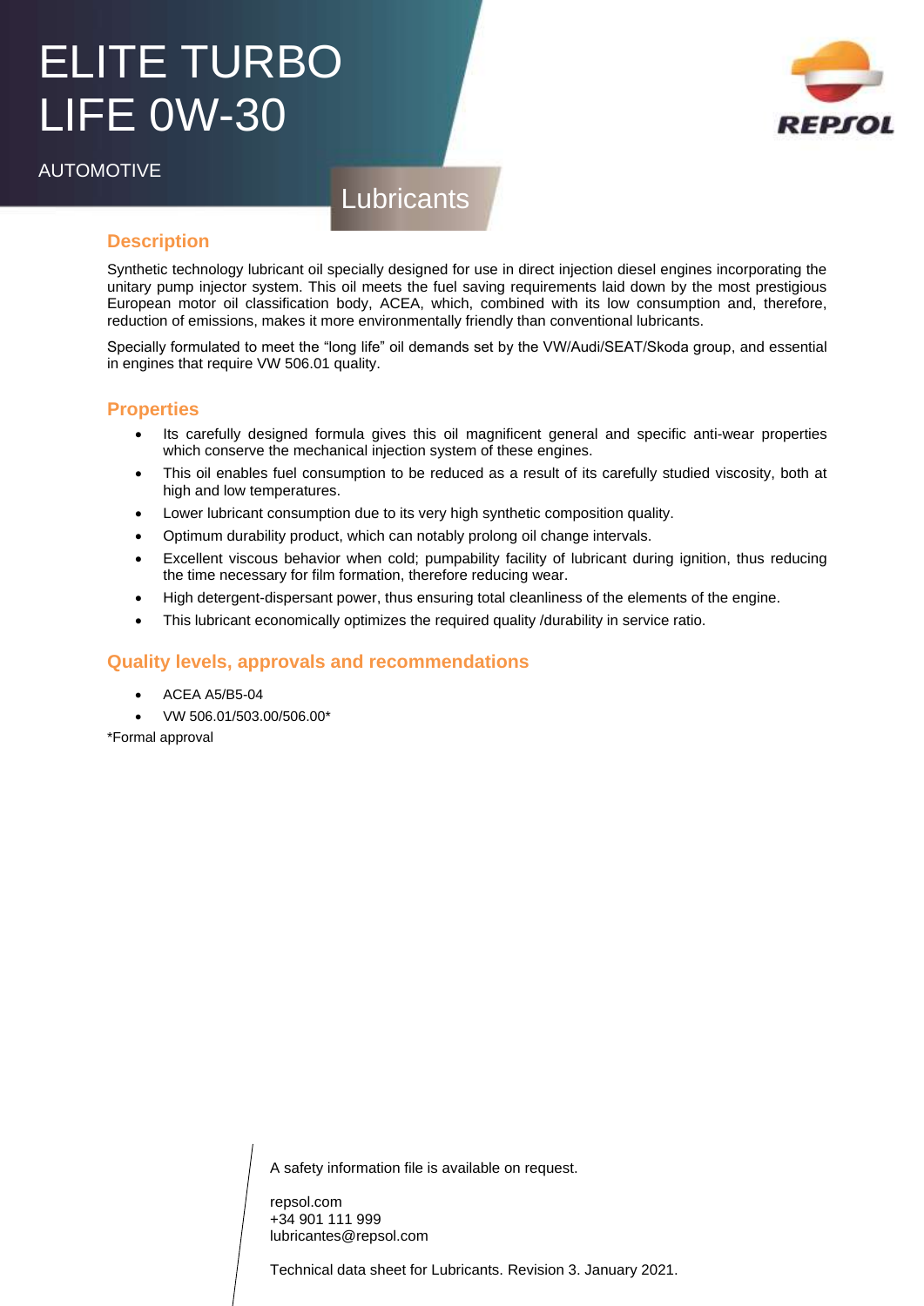# ELITE TURBO LIFE 0W-30

AUTOMOTIVE

Lubricants

## Description

Synthetic technology lubricant oil specially designed for use in direct injection diesel engines incorporating the unitary pump injector system. This oil meets the fuel saving requirements laid down by the most prestigious European motor oil classification body, ACEA, which, combined with its low consumption and, therefore, reduction of emissions, makes it more environmentally friendly than conventional lubricants.

Specially formulated to meet the "long life" oil demands set by the VW/Audi/SEAT/Skoda group, and essential in engines that require VW 506.01 quality.

## Properties

- Its carefully designed formula gives this oil magnificent general and specific anti-wear properties which conserve the mechanical injection system of these engines.
- This oil enables fuel consumption to be reduced as a result of its carefully studied viscosity, both at high and low temperatures.
- Lower lubricant consumption due to its very high synthetic composition quality.
- Optimum durability product, which can notably prolong oil change intervals.
- Excellent viscous behavior when cold; pumpability facility of lubricant during ignition, thus reducing the time necessary for film formation, therefore reducing wear.
- High detergent-dispersant power, thus ensuring total cleanliness of the elements of the engine.
- This lubricant economically optimizes the required quality /durability in service ratio.

## Quality levels, approvals and recommendations

- ACEA A5/B5-04
- VW 506.01/503.00/506.00*

*Formal approval

A safety information file is available on request.

repsol.com
+34 901 111 999
lubricantes@repsol.com

Technical data sheet for Lubricants. Revision 3. January 2021.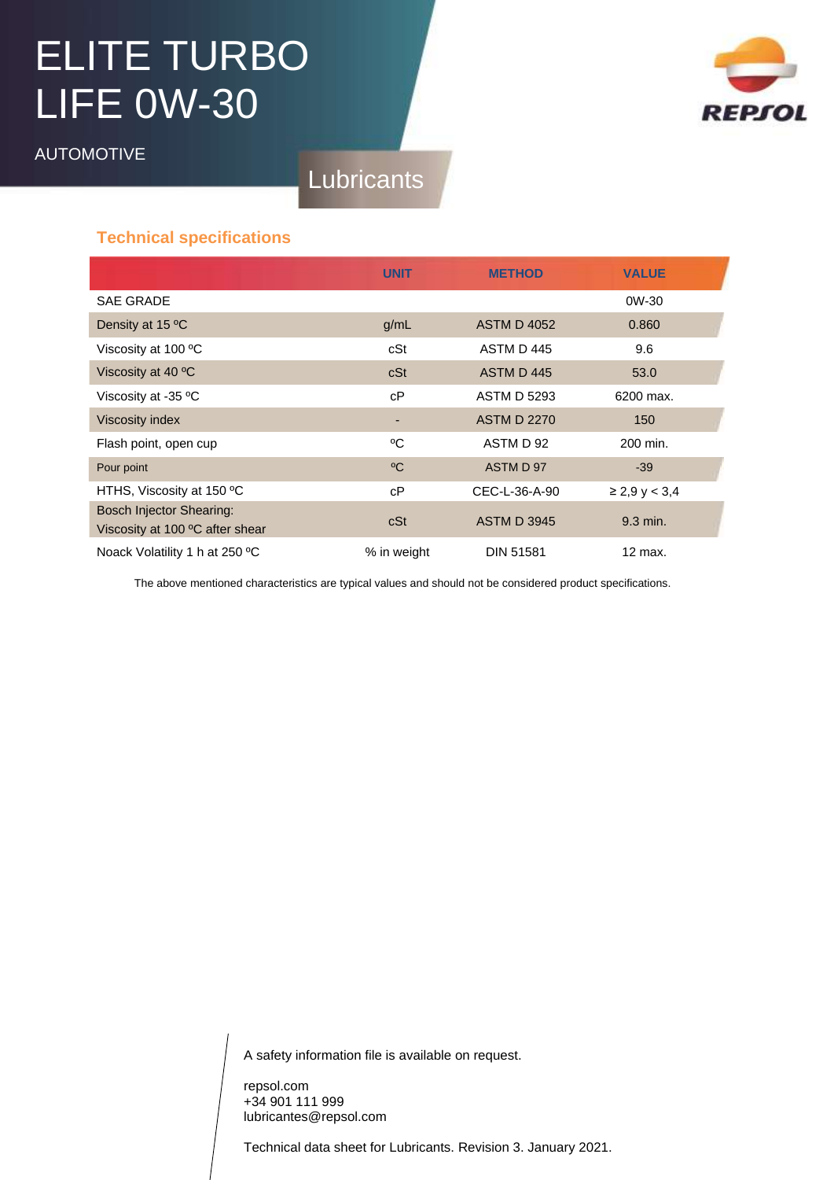# ELITE TURBO LIFE 0W-30

AUTOMOTIVE

Lubricants

## Technical specifications

| | UNIT | METHOD | VALUE |
|---|---|---|---|
| SAE GRADE | | | 0W-30 |
| Density at 15 ºC | g/mL | ASTM D 4052 | 0.860 |
| Viscosity at 100 ºC | cSt | ASTM D 445 | 9.6 |
| Viscosity at 40 ºC | cSt | ASTM D 445 | 53.0 |
| Viscosity at -35 ºC | cP | ASTM D 5293 | 6200 max. |
| Viscosity index | - | ASTM D 2270 | 150 |
| Flash point, open cup | ºC | ASTM D 92 | 200 min. |
| Pour point | ºC | ASTM D 97 | -39 |
| HTHS, Viscosity at 150 ºC | cP | CEC-L-36-A-90 | ≥ 2,9 y < 3,4 |
| Bosch Injector Shearing: Viscosity at 100 ºC after shear | cSt | ASTM D 3945 | 9.3 min. |
| Noack Volatility 1 h at 250 ºC | % in weight | DIN 51581 | 12 max. |

The above mentioned characteristics are typical values and should not be considered product specifications.

A safety information file is available on request.

repsol.com
+34 901 111 999
lubricantes@repsol.com

Technical data sheet for Lubricants. Revision 3. January 2021.